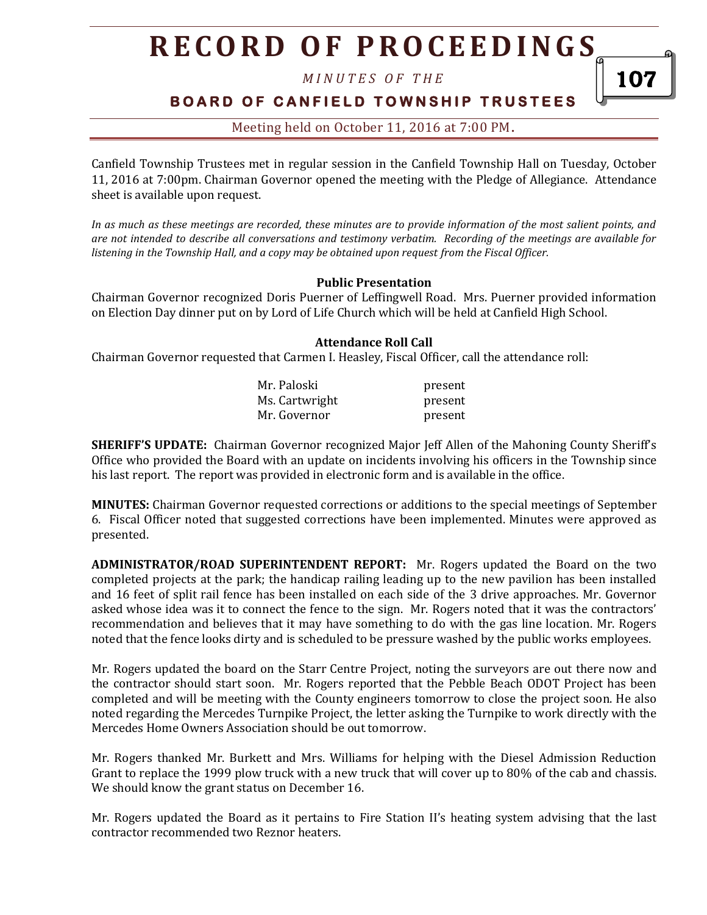# RECORD OF PROCEEDINGS

*MINUTES OF THE*

**BOARD OF CANFIELD TOWNSHIP TRUSTEES**

Meeting held on October 11, 2016 at 7:00 PM.

Canfield Township Trustees met in regular session in the Canfield Township Hall on Tuesday, October 11, 2016 at 7:00pm. Chairman Governor opened the meeting with the Pledge of Allegiance. Attendance sheet is available upon request.

*In as much as these meetings are recorded, these minutes are to provide information of the most salient points, and are not intended to describe all conversations and testimony verbatim. Recording of the meetings are available for listening in the Township Hall, and a copy may be obtained upon request from the Fiscal Officer.*

**Public Presentation**

Chairman Governor recognized Doris Puerner of Leffingwell Road. Mrs. Puerner provided information on Election Day dinner put on by Lord of Life Church which will be held at Canfield High School.

**Attendance Roll Call**

Chairman Governor requested that Carmen I. Heasley, Fiscal Officer, call the attendance roll:

| | |
|---|---|
| Mr. Paloski | present |
| Ms. Cartwright | present |
| Mr. Governor | present |

**SHERIFF'S UPDATE:** Chairman Governor recognized Major Jeff Allen of the Mahoning County Sheriff's Office who provided the Board with an update on incidents involving his officers in the Township since his last report. The report was provided in electronic form and is available in the office.

**MINUTES:** Chairman Governor requested corrections or additions to the special meetings of September 6. Fiscal Officer noted that suggested corrections have been implemented. Minutes were approved as presented.

**ADMINISTRATOR/ROAD SUPERINTENDENT REPORT:** Mr. Rogers updated the Board on the two completed projects at the park; the handicap railing leading up to the new pavilion has been installed and 16 feet of split rail fence has been installed on each side of the 3 drive approaches. Mr. Governor asked whose idea was it to connect the fence to the sign. Mr. Rogers noted that it was the contractors' recommendation and believes that it may have something to do with the gas line location. Mr. Rogers noted that the fence looks dirty and is scheduled to be pressure washed by the public works employees.

Mr. Rogers updated the board on the Starr Centre Project, noting the surveyors are out there now and the contractor should start soon. Mr. Rogers reported that the Pebble Beach ODOT Project has been completed and will be meeting with the County engineers tomorrow to close the project soon. He also noted regarding the Mercedes Turnpike Project, the letter asking the Turnpike to work directly with the Mercedes Home Owners Association should be out tomorrow.

Mr. Rogers thanked Mr. Burkett and Mrs. Williams for helping with the Diesel Admission Reduction Grant to replace the 1999 plow truck with a new truck that will cover up to 80% of the cab and chassis. We should know the grant status on December 16.

Mr. Rogers updated the Board as it pertains to Fire Station II's heating system advising that the last contractor recommended two Reznor heaters.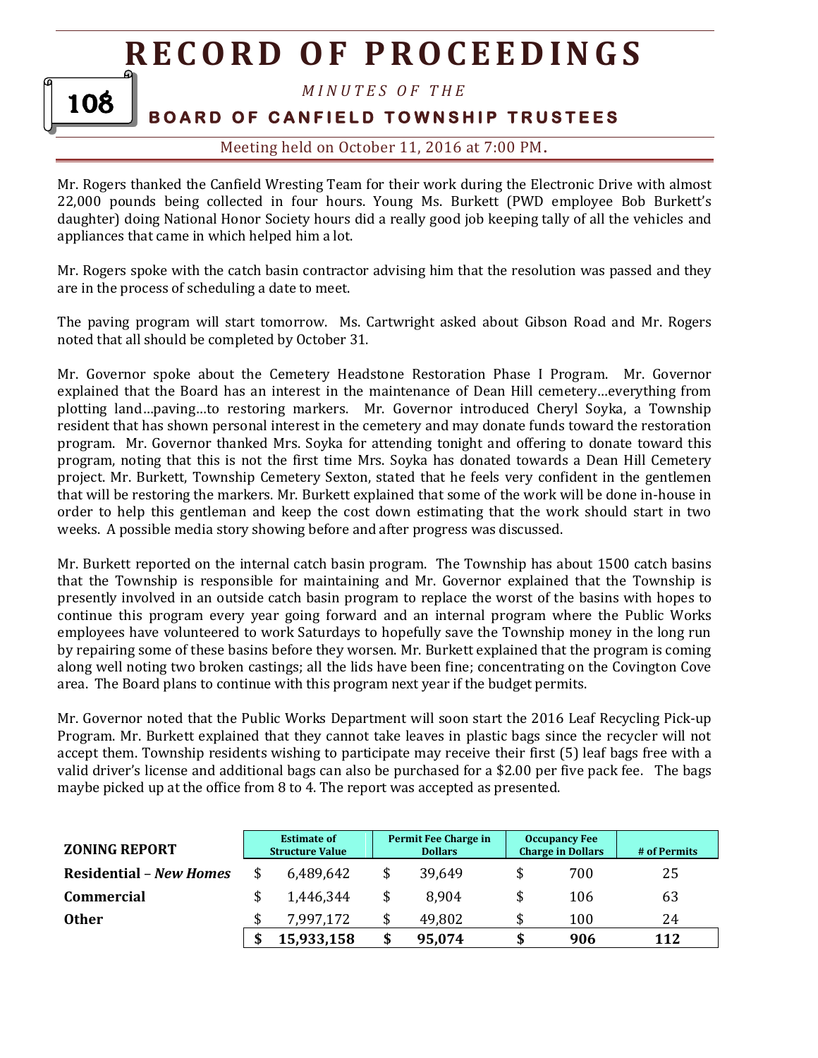Mr. Rogers thanked the Canfield Wresting Team for their work during the Electronic Drive with almost 22,000 pounds being collected in four hours. Young Ms. Burkett (PWD employee Bob Burkett's daughter) doing National Honor Society hours did a really good job keeping tally of all the vehicles and appliances that came in which helped him a lot.

Mr. Rogers spoke with the catch basin contractor advising him that the resolution was passed and they are in the process of scheduling a date to meet.

The paving program will start tomorrow. Ms. Cartwright asked about Gibson Road and Mr. Rogers noted that all should be completed by October 31.

Mr. Governor spoke about the Cemetery Headstone Restoration Phase I Program. Mr. Governor explained that the Board has an interest in the maintenance of Dean Hill cemetery…everything from plotting land…paving…to restoring markers. Mr. Governor introduced Cheryl Soyka, a Township resident that has shown personal interest in the cemetery and may donate funds toward the restoration program. Mr. Governor thanked Mrs. Soyka for attending tonight and offering to donate toward this program, noting that this is not the first time Mrs. Soyka has donated towards a Dean Hill Cemetery project. Mr. Burkett, Township Cemetery Sexton, stated that he feels very confident in the gentlemen that will be restoring the markers. Mr. Burkett explained that some of the work will be done in-house in order to help this gentleman and keep the cost down estimating that the work should start in two weeks. A possible media story showing before and after progress was discussed.

Mr. Burkett reported on the internal catch basin program. The Township has about 1500 catch basins that the Township is responsible for maintaining and Mr. Governor explained that the Township is presently involved in an outside catch basin program to replace the worst of the basins with hopes to continue this program every year going forward and an internal program where the Public Works employees have volunteered to work Saturdays to hopefully save the Township money in the long run by repairing some of these basins before they worsen. Mr. Burkett explained that the program is coming along well noting two broken castings; all the lids have been fine; concentrating on the Covington Cove area. The Board plans to continue with this program next year if the budget permits.

Mr. Governor noted that the Public Works Department will soon start the 2016 Leaf Recycling Pick-up Program. Mr. Burkett explained that they cannot take leaves in plastic bags since the recycler will not accept them. Township residents wishing to participate may receive their first (5) leaf bags free with a valid driver's license and additional bags can also be purchased for a $2.00 per five pack fee. The bags maybe picked up at the office from 8 to 4. The report was accepted as presented.

| **ZONING REPORT** | **Estimate of Structure Value** | **Permit Fee Charge in Dollars** | **Occupancy Fee Charge in Dollars** | **# of Permits** |
|---|---|---|---|---|
| **Residential** – ***New Homes*** | $ 6,489,642 | $ 39,649 | $ 700 | 25 |
| **Commercial** | $ 1,446,344 | $ 8,904 | $ 106 | 63 |
| **Other** | $ 7,997,172 | $ 49,802 | $ 100 | 24 |
| | **$ 15,933,158** | **$ 95,074** | **$ 906** | **112** |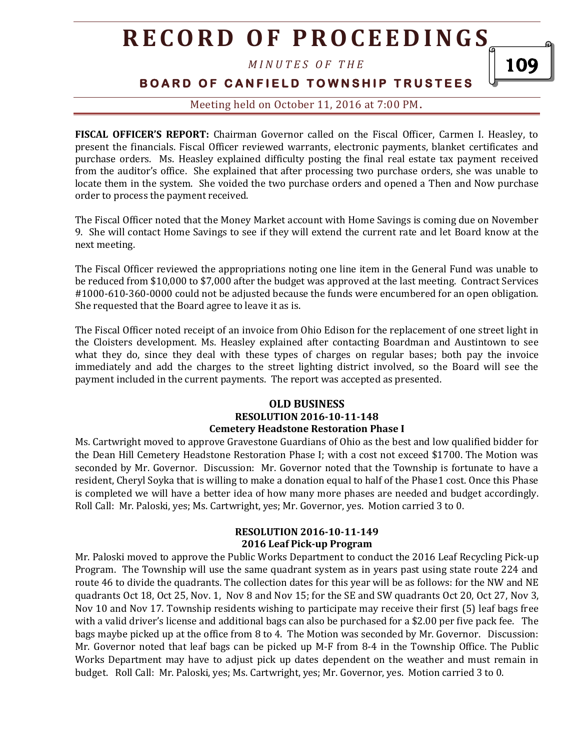**FISCAL OFFICER'S REPORT:** Chairman Governor called on the Fiscal Officer, Carmen I. Heasley, to present the financials. Fiscal Officer reviewed warrants, electronic payments, blanket certificates and purchase orders. Ms. Heasley explained difficulty posting the final real estate tax payment received from the auditor's office. She explained that after processing two purchase orders, she was unable to locate them in the system. She voided the two purchase orders and opened a Then and Now purchase order to process the payment received.

The Fiscal Officer noted that the Money Market account with Home Savings is coming due on November 9. She will contact Home Savings to see if they will extend the current rate and let Board know at the next meeting.

The Fiscal Officer reviewed the appropriations noting one line item in the General Fund was unable to be reduced from $10,000 to $7,000 after the budget was approved at the last meeting. Contract Services #1000-610-360-0000 could not be adjusted because the funds were encumbered for an open obligation. She requested that the Board agree to leave it as is.

The Fiscal Officer noted receipt of an invoice from Ohio Edison for the replacement of one street light in the Cloisters development. Ms. Heasley explained after contacting Boardman and Austintown to see what they do, since they deal with these types of charges on regular bases; both pay the invoice immediately and add the charges to the street lighting district involved, so the Board will see the payment included in the current payments. The report was accepted as presented.

## OLD BUSINESS

### RESOLUTION 2016-10-11-148

### Cemetery Headstone Restoration Phase I

Ms. Cartwright moved to approve Gravestone Guardians of Ohio as the best and low qualified bidder for the Dean Hill Cemetery Headstone Restoration Phase I; with a cost not exceed $1700. The Motion was seconded by Mr. Governor. Discussion: Mr. Governor noted that the Township is fortunate to have a resident, Cheryl Soyka that is willing to make a donation equal to half of the Phase1 cost. Once this Phase is completed we will have a better idea of how many more phases are needed and budget accordingly. Roll Call: Mr. Paloski, yes; Ms. Cartwright, yes; Mr. Governor, yes. Motion carried 3 to 0.

### RESOLUTION 2016-10-11-149

### 2016 Leaf Pick-up Program

Mr. Paloski moved to approve the Public Works Department to conduct the 2016 Leaf Recycling Pick-up Program. The Township will use the same quadrant system as in years past using state route 224 and route 46 to divide the quadrants. The collection dates for this year will be as follows: for the NW and NE quadrants Oct 18, Oct 25, Nov. 1, Nov 8 and Nov 15; for the SE and SW quadrants Oct 20, Oct 27, Nov 3, Nov 10 and Nov 17. Township residents wishing to participate may receive their first (5) leaf bags free with a valid driver's license and additional bags can also be purchased for a $2.00 per five pack fee. The bags maybe picked up at the office from 8 to 4. The Motion was seconded by Mr. Governor. Discussion: Mr. Governor noted that leaf bags can be picked up M-F from 8-4 in the Township Office. The Public Works Department may have to adjust pick up dates dependent on the weather and must remain in budget. Roll Call: Mr. Paloski, yes; Ms. Cartwright, yes; Mr. Governor, yes. Motion carried 3 to 0.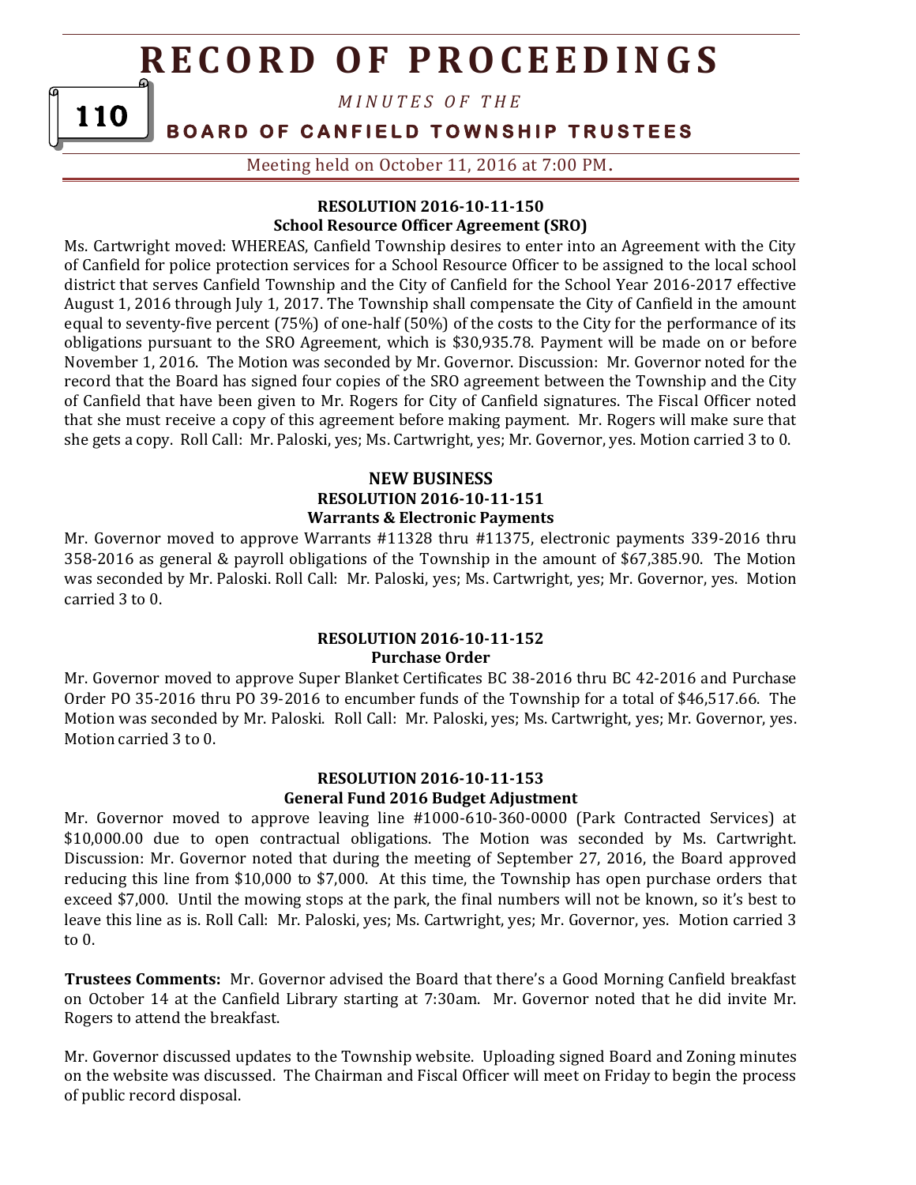### RESOLUTION 2016-10-11-150
### School Resource Officer Agreement (SRO)

Ms. Cartwright moved: WHEREAS, Canfield Township desires to enter into an Agreement with the City of Canfield for police protection services for a School Resource Officer to be assigned to the local school district that serves Canfield Township and the City of Canfield for the School Year 2016-2017 effective August 1, 2016 through July 1, 2017. The Township shall compensate the City of Canfield in the amount equal to seventy-five percent (75%) of one-half (50%) of the costs to the City for the performance of its obligations pursuant to the SRO Agreement, which is $30,935.78. Payment will be made on or before November 1, 2016. The Motion was seconded by Mr. Governor. Discussion: Mr. Governor noted for the record that the Board has signed four copies of the SRO agreement between the Township and the City of Canfield that have been given to Mr. Rogers for City of Canfield signatures. The Fiscal Officer noted that she must receive a copy of this agreement before making payment. Mr. Rogers will make sure that she gets a copy. Roll Call: Mr. Paloski, yes; Ms. Cartwright, yes; Mr. Governor, yes. Motion carried 3 to 0.

## NEW BUSINESS

### RESOLUTION 2016-10-11-151
### Warrants & Electronic Payments

Mr. Governor moved to approve Warrants #11328 thru #11375, electronic payments 339-2016 thru 358-2016 as general & payroll obligations of the Township in the amount of $67,385.90. The Motion was seconded by Mr. Paloski. Roll Call: Mr. Paloski, yes; Ms. Cartwright, yes; Mr. Governor, yes. Motion carried 3 to 0.

### RESOLUTION 2016-10-11-152
### Purchase Order

Mr. Governor moved to approve Super Blanket Certificates BC 38-2016 thru BC 42-2016 and Purchase Order PO 35-2016 thru PO 39-2016 to encumber funds of the Township for a total of $46,517.66. The Motion was seconded by Mr. Paloski. Roll Call: Mr. Paloski, yes; Ms. Cartwright, yes; Mr. Governor, yes. Motion carried 3 to 0.

### RESOLUTION 2016-10-11-153
### General Fund 2016 Budget Adjustment

Mr. Governor moved to approve leaving line #1000-610-360-0000 (Park Contracted Services) at $10,000.00 due to open contractual obligations. The Motion was seconded by Ms. Cartwright. Discussion: Mr. Governor noted that during the meeting of September 27, 2016, the Board approved reducing this line from $10,000 to $7,000. At this time, the Township has open purchase orders that exceed $7,000. Until the mowing stops at the park, the final numbers will not be known, so it's best to leave this line as is. Roll Call: Mr. Paloski, yes; Ms. Cartwright, yes; Mr. Governor, yes. Motion carried 3 to 0.

**Trustees Comments:** Mr. Governor advised the Board that there's a Good Morning Canfield breakfast on October 14 at the Canfield Library starting at 7:30am. Mr. Governor noted that he did invite Mr. Rogers to attend the breakfast.

Mr. Governor discussed updates to the Township website. Uploading signed Board and Zoning minutes on the website was discussed. The Chairman and Fiscal Officer will meet on Friday to begin the process of public record disposal.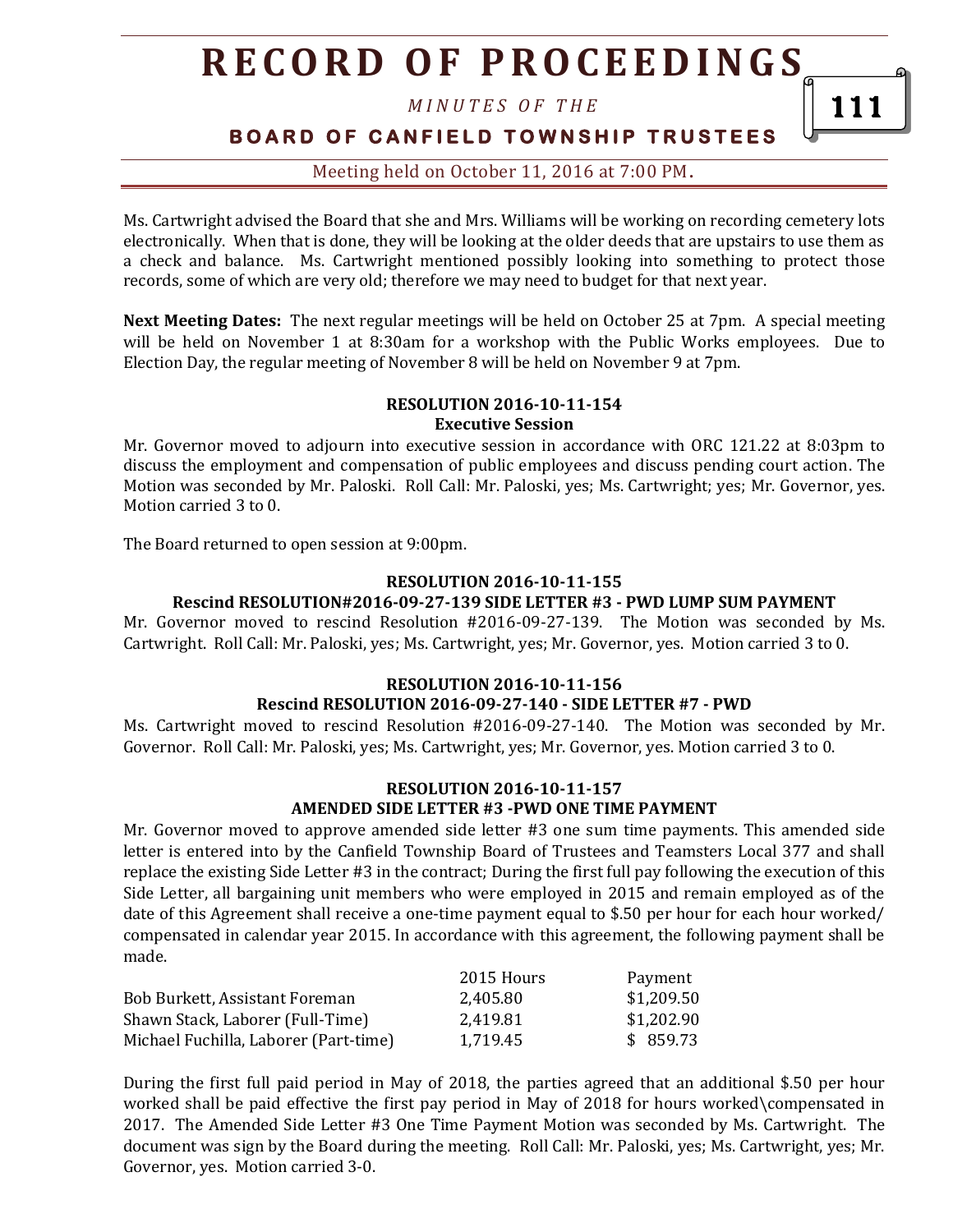Ms. Cartwright advised the Board that she and Mrs. Williams will be working on recording cemetery lots electronically. When that is done, they will be looking at the older deeds that are upstairs to use them as a check and balance. Ms. Cartwright mentioned possibly looking into something to protect those records, some of which are very old; therefore we may need to budget for that next year.

**Next Meeting Dates:** The next regular meetings will be held on October 25 at 7pm. A special meeting will be held on November 1 at 8:30am for a workshop with the Public Works employees. Due to Election Day, the regular meeting of November 8 will be held on November 9 at 7pm.

**RESOLUTION 2016-10-11-154**
**Executive Session**

Mr. Governor moved to adjourn into executive session in accordance with ORC 121.22 at 8:03pm to discuss the employment and compensation of public employees and discuss pending court action. The Motion was seconded by Mr. Paloski. Roll Call: Mr. Paloski, yes; Ms. Cartwright; yes; Mr. Governor, yes. Motion carried 3 to 0.

The Board returned to open session at 9:00pm.

**RESOLUTION 2016-10-11-155**
**Rescind RESOLUTION#2016-09-27-139 SIDE LETTER #3 - PWD LUMP SUM PAYMENT**

Mr. Governor moved to rescind Resolution #2016-09-27-139. The Motion was seconded by Ms. Cartwright. Roll Call: Mr. Paloski, yes; Ms. Cartwright, yes; Mr. Governor, yes. Motion carried 3 to 0.

**RESOLUTION 2016-10-11-156**
**Rescind RESOLUTION 2016-09-27-140 - SIDE LETTER #7 - PWD**

Ms. Cartwright moved to rescind Resolution #2016-09-27-140. The Motion was seconded by Mr. Governor. Roll Call: Mr. Paloski, yes; Ms. Cartwright, yes; Mr. Governor, yes. Motion carried 3 to 0.

**RESOLUTION 2016-10-11-157**
**AMENDED SIDE LETTER #3 -PWD ONE TIME PAYMENT**

Mr. Governor moved to approve amended side letter #3 one sum time payments. This amended side letter is entered into by the Canfield Township Board of Trustees and Teamsters Local 377 and shall replace the existing Side Letter #3 in the contract; During the first full pay following the execution of this Side Letter, all bargaining unit members who were employed in 2015 and remain employed as of the date of this Agreement shall receive a one-time payment equal to $.50 per hour for each hour worked/ compensated in calendar year 2015. In accordance with this agreement, the following payment shall be made.

| | 2015 Hours | Payment |
|---|---|---|
| Bob Burkett, Assistant Foreman | 2,405.80 | $1,209.50 |
| Shawn Stack, Laborer (Full-Time) | 2,419.81 | $1,202.90 |
| Michael Fuchilla, Laborer (Part-time) | 1,719.45 | $ 859.73 |

During the first full paid period in May of 2018, the parties agreed that an additional $.50 per hour worked shall be paid effective the first pay period in May of 2018 for hours worked\compensated in 2017. The Amended Side Letter #3 One Time Payment Motion was seconded by Ms. Cartwright. The document was sign by the Board during the meeting. Roll Call: Mr. Paloski, yes; Ms. Cartwright, yes; Mr. Governor, yes. Motion carried 3-0.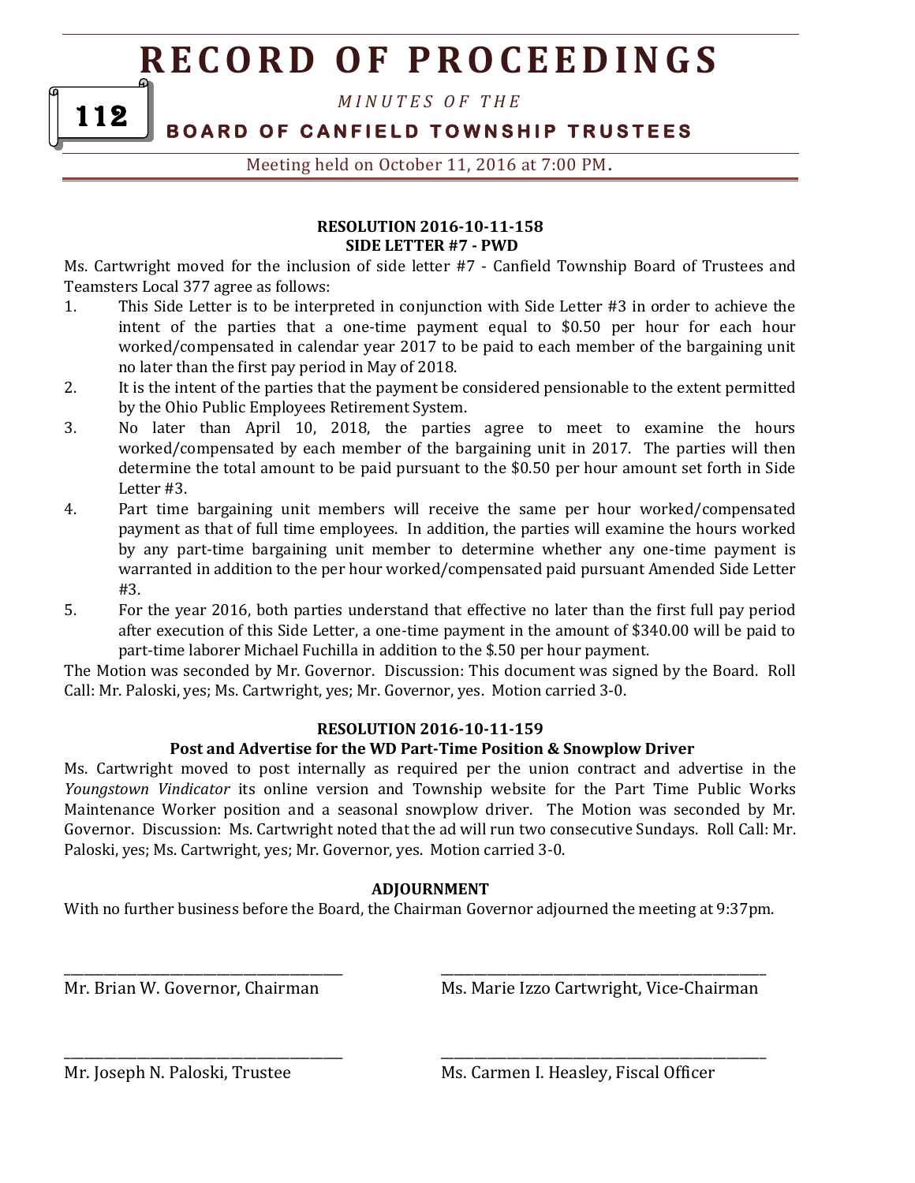**RESOLUTION 2016-10-11-158**
**SIDE LETTER #7 - PWD**

Ms. Cartwright moved for the inclusion of side letter #7 - Canfield Township Board of Trustees and Teamsters Local 377 agree as follows:

1. This Side Letter is to be interpreted in conjunction with Side Letter #3 in order to achieve the intent of the parties that a one-time payment equal to $0.50 per hour for each hour worked/compensated in calendar year 2017 to be paid to each member of the bargaining unit no later than the first pay period in May of 2018.
2. It is the intent of the parties that the payment be considered pensionable to the extent permitted by the Ohio Public Employees Retirement System.
3. No later than April 10, 2018, the parties agree to meet to examine the hours worked/compensated by each member of the bargaining unit in 2017. The parties will then determine the total amount to be paid pursuant to the $0.50 per hour amount set forth in Side Letter #3.
4. Part time bargaining unit members will receive the same per hour worked/compensated payment as that of full time employees. In addition, the parties will examine the hours worked by any part-time bargaining unit member to determine whether any one-time payment is warranted in addition to the per hour worked/compensated paid pursuant Amended Side Letter #3.
5. For the year 2016, both parties understand that effective no later than the first full pay period after execution of this Side Letter, a one-time payment in the amount of $340.00 will be paid to part-time laborer Michael Fuchilla in addition to the $.50 per hour payment.

The Motion was seconded by Mr. Governor. Discussion: This document was signed by the Board. Roll Call: Mr. Paloski, yes; Ms. Cartwright, yes; Mr. Governor, yes. Motion carried 3-0.

**RESOLUTION 2016-10-11-159**
**Post and Advertise for the WD Part-Time Position & Snowplow Driver**

Ms. Cartwright moved to post internally as required per the union contract and advertise in the *Youngstown Vindicator* its online version and Township website for the Part Time Public Works Maintenance Worker position and a seasonal snowplow driver. The Motion was seconded by Mr. Governor. Discussion: Ms. Cartwright noted that the ad will run two consecutive Sundays. Roll Call: Mr. Paloski, yes; Ms. Cartwright, yes; Mr. Governor, yes. Motion carried 3-0.

**ADJOURNMENT**

With no further business before the Board, the Chairman Governor adjourned the meeting at 9:37pm.

\_\_\_\_\_\_\_\_\_\_\_\_\_\_\_\_\_\_\_\_\_\_\_\_\_\_\_\_\_\_\_\_\_\_\_\_
Mr. Brian W. Governor, Chairman

\_\_\_\_\_\_\_\_\_\_\_\_\_\_\_\_\_\_\_\_\_\_\_\_\_\_\_\_\_\_\_\_\_\_\_\_
Ms. Marie Izzo Cartwright, Vice-Chairman

\_\_\_\_\_\_\_\_\_\_\_\_\_\_\_\_\_\_\_\_\_\_\_\_\_\_\_\_\_\_\_\_\_\_\_\_
Mr. Joseph N. Paloski, Trustee

\_\_\_\_\_\_\_\_\_\_\_\_\_\_\_\_\_\_\_\_\_\_\_\_\_\_\_\_\_\_\_\_\_\_\_\_
Ms. Carmen I. Heasley, Fiscal Officer